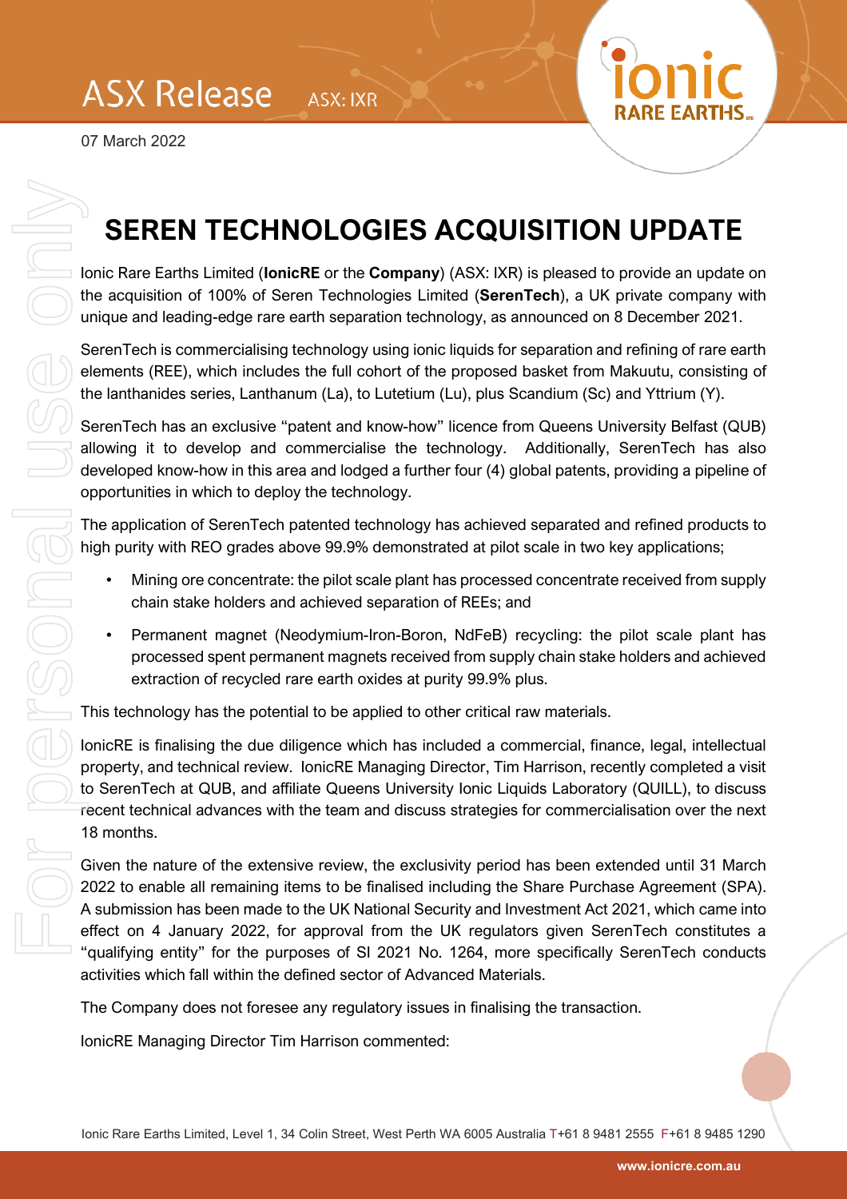ASX Release ASX: IXR

07 March 2022

# SEREN TECHNOLOGIES ACQUISITION UPDATE

Ionic Rare Earths Limited (**IonicRE** or the **Company**) (ASX: IXR) is pleased to provide an update on the acquisition of 100% of Seren Technologies Limited (**SerenTech**), a UK private company with unique and leading-edge rare earth separation technology, as announced on 8 December 2021.

SerenTech is commercialising technology using ionic liquids for separation and refining of rare earth elements (REE), which includes the full cohort of the proposed basket from Makuutu, consisting of the lanthanides series, Lanthanum (La), to Lutetium (Lu), plus Scandium (Sc) and Yttrium (Y).

SerenTech has an exclusive "patent and know-how" licence from Queens University Belfast (QUB) allowing it to develop and commercialise the technology. Additionally, SerenTech has also developed know-how in this area and lodged a further four (4) global patents, providing a pipeline of opportunities in which to deploy the technology.

The application of SerenTech patented technology has achieved separated and refined products to high purity with REO grades above 99.9% demonstrated at pilot scale in two key applications;

- Mining ore concentrate: the pilot scale plant has processed concentrate received from supply chain stake holders and achieved separation of REEs; and
- Permanent magnet (Neodymium-Iron-Boron, NdFeB) recycling: the pilot scale plant has processed spent permanent magnets received from supply chain stake holders and achieved extraction of recycled rare earth oxides at purity 99.9% plus.

This technology has the potential to be applied to other critical raw materials.

IonicRE is finalising the due diligence which has included a commercial, finance, legal, intellectual property, and technical review. IonicRE Managing Director, Tim Harrison, recently completed a visit to SerenTech at QUB, and affiliate Queens University Ionic Liquids Laboratory (QUILL), to discuss recent technical advances with the team and discuss strategies for commercialisation over the next 18 months.

Given the nature of the extensive review, the exclusivity period has been extended until 31 March 2022 to enable all remaining items to be finalised including the Share Purchase Agreement (SPA). A submission has been made to the UK National Security and Investment Act 2021, which came into effect on 4 January 2022, for approval from the UK regulators given SerenTech constitutes a "qualifying entity" for the purposes of SI 2021 No. 1264, more specifically SerenTech conducts activities which fall within the defined sector of Advanced Materials.

The Company does not foresee any regulatory issues in finalising the transaction.

IonicRE Managing Director Tim Harrison commented:

Ionic Rare Earths Limited, Level 1, 34 Colin Street, West Perth WA 6005 Australia T+61 8 9481 2555 F+61 8 9485 1290

www.ionicre.com.au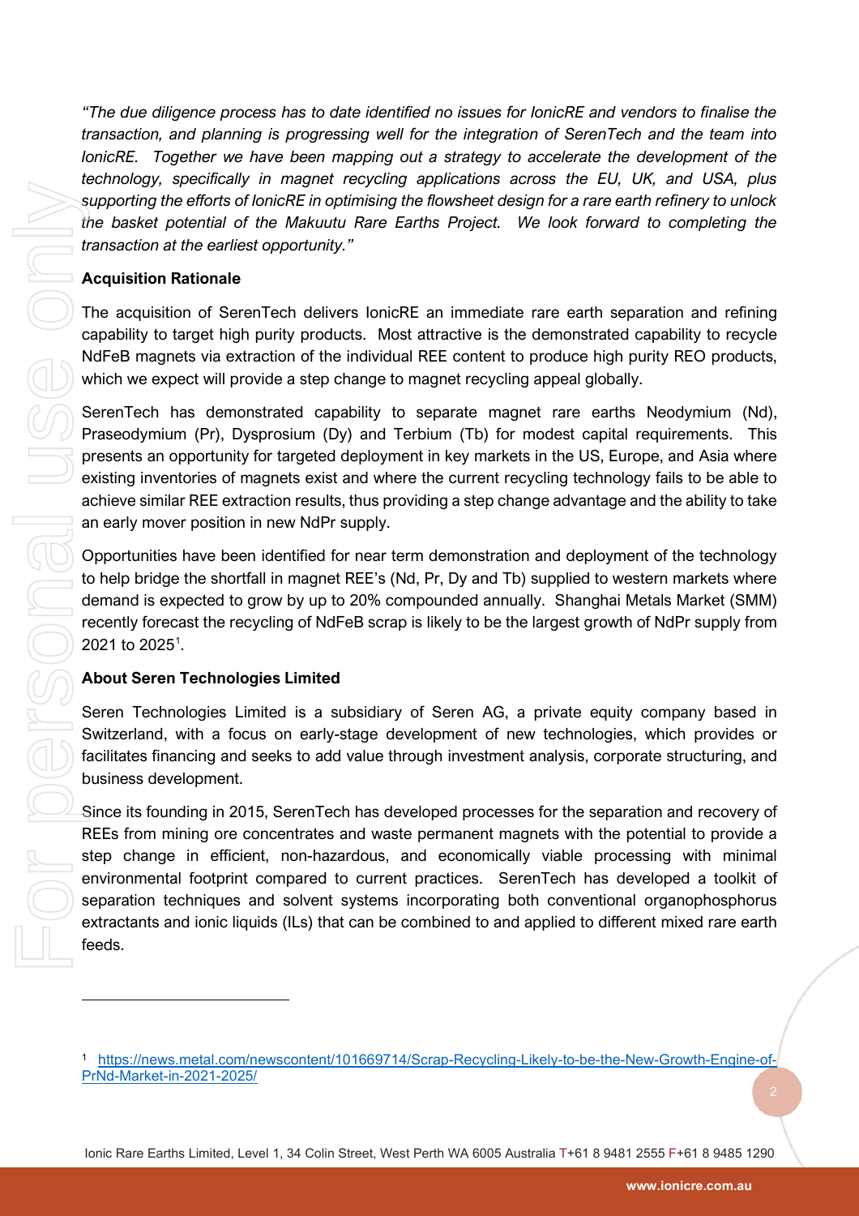*"The due diligence process has to date identified no issues for IonicRE and vendors to finalise the transaction, and planning is progressing well for the integration of SerenTech and the team into IonicRE. Together we have been mapping out a strategy to accelerate the development of the technology, specifically in magnet recycling applications across the EU, UK, and USA, plus supporting the efforts of IonicRE in optimising the flowsheet design for a rare earth refinery to unlock the basket potential of the Makuutu Rare Earths Project. We look forward to completing the transaction at the earliest opportunity."*

**Acquisition Rationale**

The acquisition of SerenTech delivers IonicRE an immediate rare earth separation and refining capability to target high purity products. Most attractive is the demonstrated capability to recycle NdFeB magnets via extraction of the individual REE content to produce high purity REO products, which we expect will provide a step change to magnet recycling appeal globally.

SerenTech has demonstrated capability to separate magnet rare earths Neodymium (Nd), Praseodymium (Pr), Dysprosium (Dy) and Terbium (Tb) for modest capital requirements. This presents an opportunity for targeted deployment in key markets in the US, Europe, and Asia where existing inventories of magnets exist and where the current recycling technology fails to be able to achieve similar REE extraction results, thus providing a step change advantage and the ability to take an early mover position in new NdPr supply.

Opportunities have been identified for near term demonstration and deployment of the technology to help bridge the shortfall in magnet REE's (Nd, Pr, Dy and Tb) supplied to western markets where demand is expected to grow by up to 20% compounded annually. Shanghai Metals Market (SMM) recently forecast the recycling of NdFeB scrap is likely to be the largest growth of NdPr supply from 2021 to 2025[1].

**About Seren Technologies Limited**

Seren Technologies Limited is a subsidiary of Seren AG, a private equity company based in Switzerland, with a focus on early-stage development of new technologies, which provides or facilitates financing and seeks to add value through investment analysis, corporate structuring, and business development.

Since its founding in 2015, SerenTech has developed processes for the separation and recovery of REEs from mining ore concentrates and waste permanent magnets with the potential to provide a step change in efficient, non-hazardous, and economically viable processing with minimal environmental footprint compared to current practices. SerenTech has developed a toolkit of separation techniques and solvent systems incorporating both conventional organophosphorus extractants and ionic liquids (ILs) that can be combined to and applied to different mixed rare earth feeds.

---

[1] https://news.metal.com/newscontent/101669714/Scrap-Recycling-Likely-to-be-the-New-Growth-Engine-of-PrNd-Market-in-2021-2025/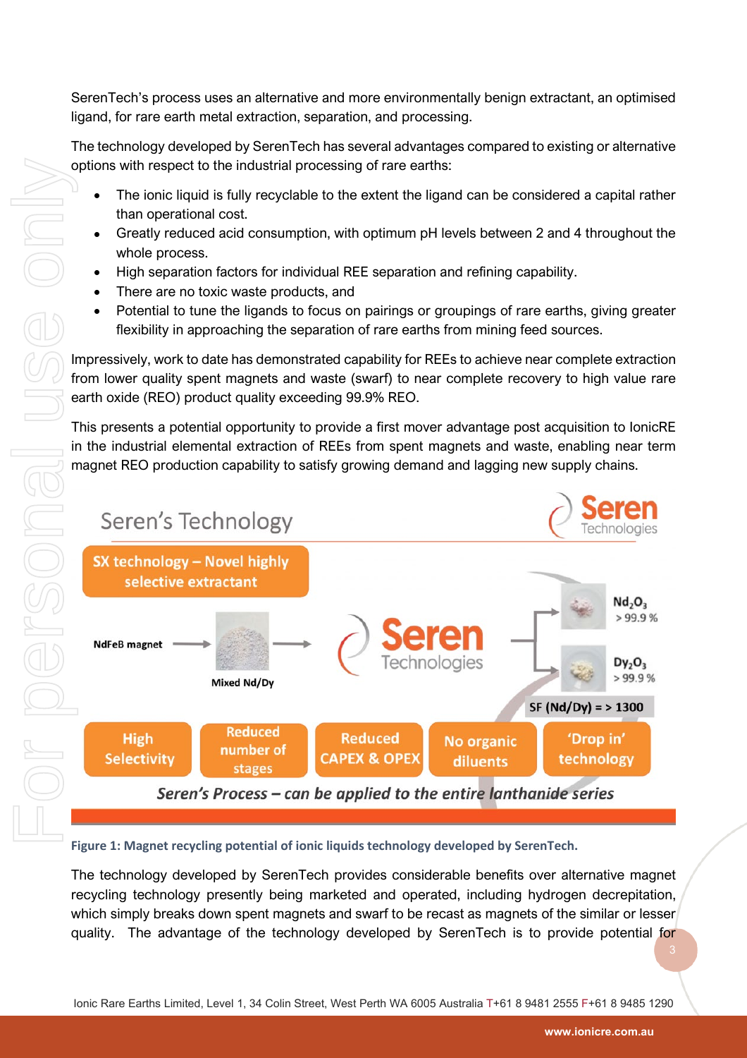SerenTech's process uses an alternative and more environmentally benign extractant, an optimised ligand, for rare earth metal extraction, separation, and processing.

The technology developed by SerenTech has several advantages compared to existing or alternative options with respect to the industrial processing of rare earths:

- The ionic liquid is fully recyclable to the extent the ligand can be considered a capital rather than operational cost.
- Greatly reduced acid consumption, with optimum pH levels between 2 and 4 throughout the whole process.
- High separation factors for individual REE separation and refining capability.
- There are no toxic waste products, and
- Potential to tune the ligands to focus on pairings or groupings of rare earths, giving greater flexibility in approaching the separation of rare earths from mining feed sources.

Impressively, work to date has demonstrated capability for REEs to achieve near complete extraction from lower quality spent magnets and waste (swarf) to near complete recovery to high value rare earth oxide (REO) product quality exceeding 99.9% REO.

This presents a potential opportunity to provide a first mover advantage post acquisition to IonicRE in the industrial elemental extraction of REEs from spent magnets and waste, enabling near term magnet REO production capability to satisfy growing demand and lagging new supply chains.

Seren's Technology

SX technology – Novel highly selective extractant

NdFeB magnet → Mixed Nd/Dy → Seren Technologies → $Nd_2O_3$ > 99.9 % ; $Dy_2O_3$ > 99.9 %

SF (Nd/Dy) = > 1300

High Selectivity | Reduced number of stages | Reduced CAPEX & OPEX | No organic diluents | 'Drop in' technology

*Seren's Process – can be applied to the entire lanthanide series*

**Figure 1: Magnet recycling potential of ionic liquids technology developed by SerenTech.**

The technology developed by SerenTech provides considerable benefits over alternative magnet recycling technology presently being marketed and operated, including hydrogen decrepitation, which simply breaks down spent magnets and swarf to be recast as magnets of the similar or lesser quality. The advantage of the technology developed by SerenTech is to provide potential for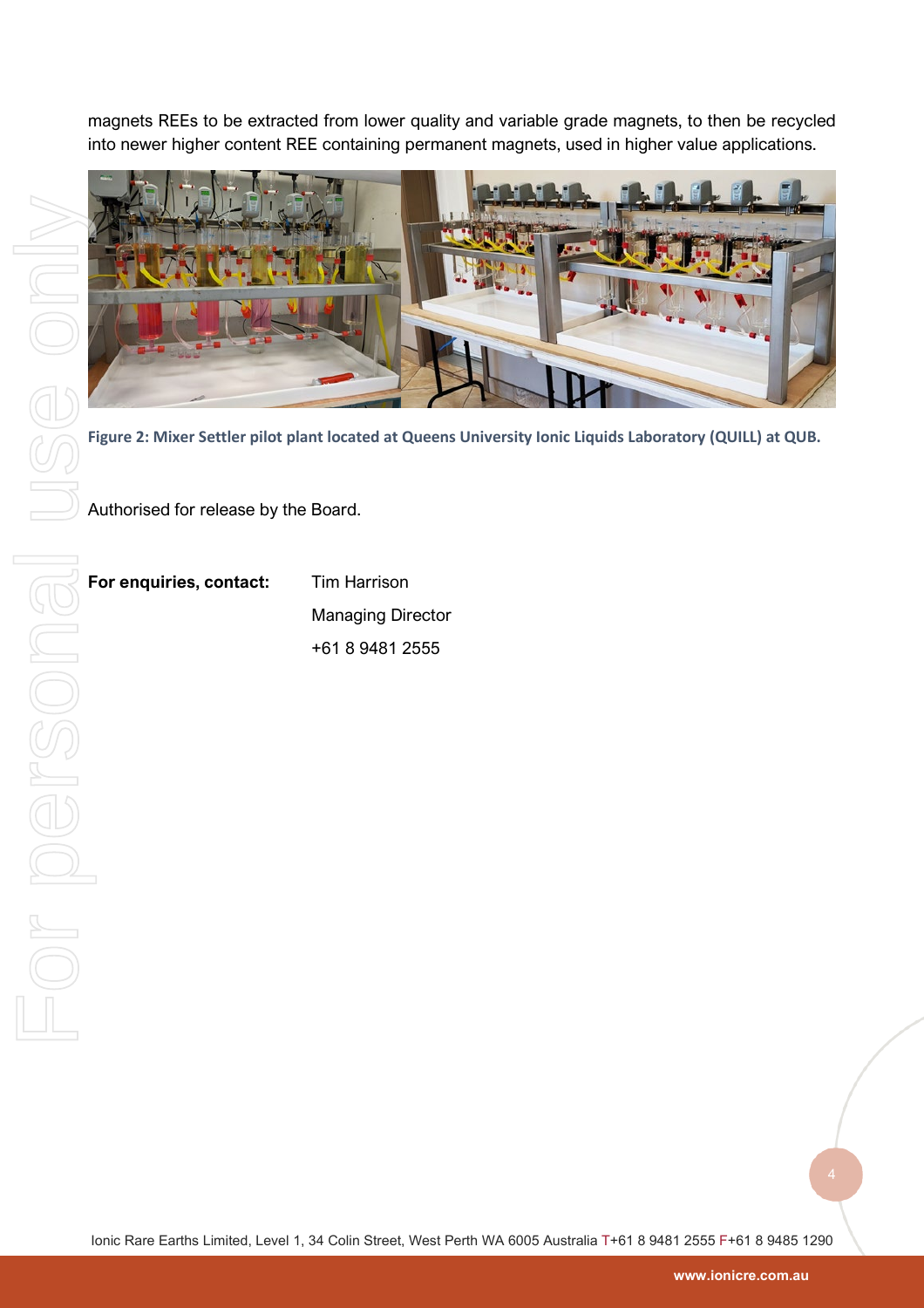magnets REEs to be extracted from lower quality and variable grade magnets, to then be recycled into newer higher content REE containing permanent magnets, used in higher value applications.

**Figure 2: Mixer Settler pilot plant located at Queens University Ionic Liquids Laboratory (QUILL) at QUB.**

Authorised for release by the Board.

**For enquiries, contact:** Tim Harrison
Managing Director
+61 8 9481 2555